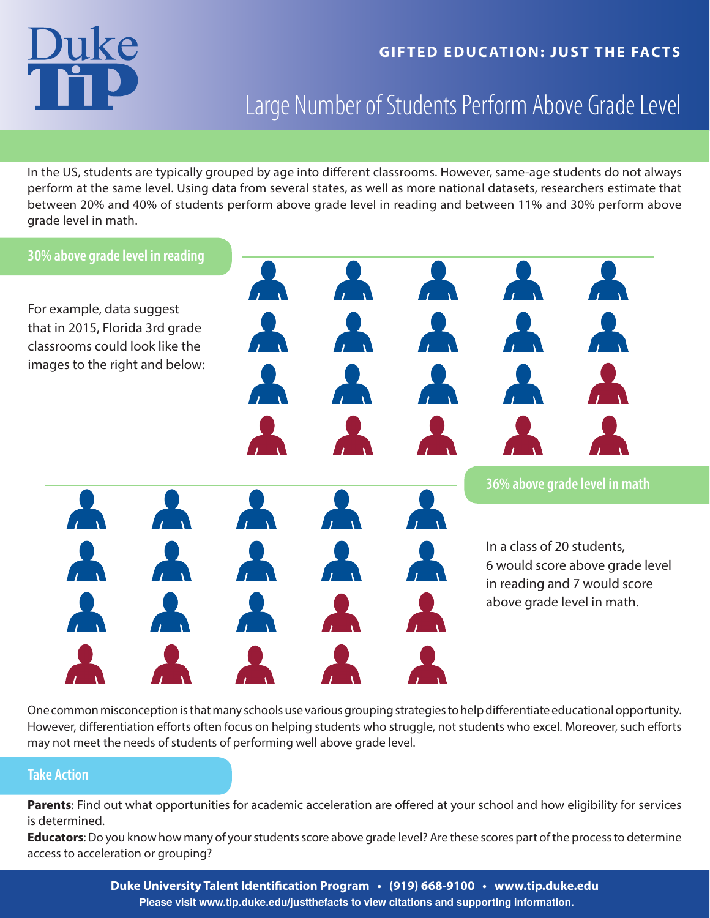GIFTED EDUCATION: JUST THE FACTS

# Large Number of Students Perform Above Grade Level

In the US, students are typically grouped by age into different classrooms. However, same-age students do not always perform at the same level. Using data from several states, as well as more national datasets, researchers estimate that between 20% and 40% of students perform above grade level in reading and between 11% and 30% perform above grade level in math.

## 30% above grade level in reading

For example, data suggest that in 2015, Florida 3rd grade classrooms could look like the images to the right and below:

## 36% above grade level in math

In a class of 20 students, 6 would score above grade level in reading and 7 would score above grade level in math.

One common misconception is that many schools use various grouping strategies to help differentiate educational opportunity. However, differentiation efforts often focus on helping students who struggle, not students who excel. Moreover, such efforts may not meet the needs of students of performing well above grade level.

## Take Action

**Parents**: Find out what opportunities for academic acceleration are offered at your school and how eligibility for services is determined.

**Educators**: Do you know how many of your students score above grade level? Are these scores part of the process to determine access to acceleration or grouping?

**Duke University Talent Identification Program • (919) 668-9100 • www.tip.duke.edu**

**Please visit www.tip.duke.edu/justthefacts to view citations and supporting information.**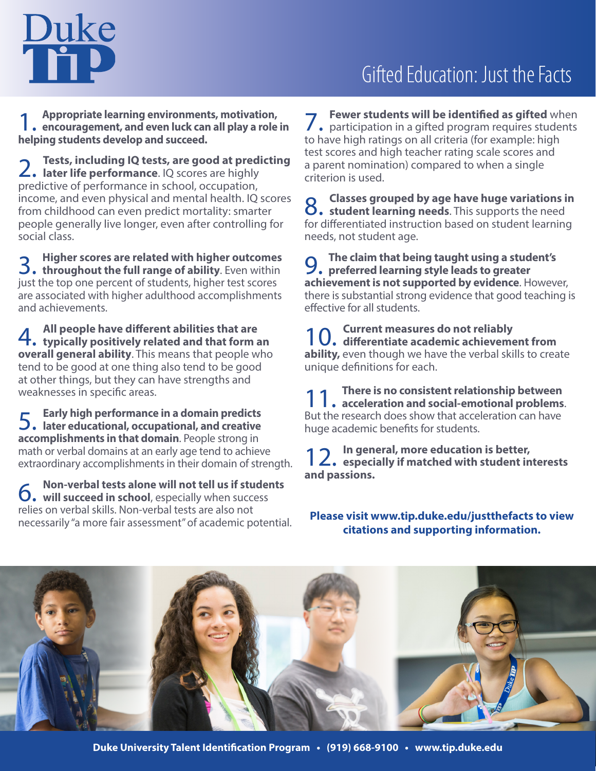# Gifted Education: Just the Facts

1. **Appropriate learning environments, motivation, encouragement, and even luck can all play a role in helping students develop and succeed.**

2. **Tests, including IQ tests, are good at predicting later life performance**. IQ scores are highly predictive of performance in school, occupation, income, and even physical and mental health. IQ scores from childhood can even predict mortality: smarter people generally live longer, even after controlling for social class.

3. **Higher scores are related with higher outcomes throughout the full range of ability**. Even within just the top one percent of students, higher test scores are associated with higher adulthood accomplishments and achievements.

4. **All people have different abilities that are typically positively related and that form an overall general ability**. This means that people who tend to be good at one thing also tend to be good at other things, but they can have strengths and weaknesses in specific areas.

5. **Early high performance in a domain predicts later educational, occupational, and creative accomplishments in that domain**. People strong in math or verbal domains at an early age tend to achieve extraordinary accomplishments in their domain of strength.

6. **Non-verbal tests alone will not tell us if students will succeed in school**, especially when success relies on verbal skills. Non-verbal tests are also not necessarily "a more fair assessment" of academic potential.

7. **Fewer students will be identified as gifted** when participation in a gifted program requires students to have high ratings on all criteria (for example: high test scores and high teacher rating scale scores and a parent nomination) compared to when a single criterion is used.

8. **Classes grouped by age have huge variations in student learning needs**. This supports the need for differentiated instruction based on student learning needs, not student age.

9. **The claim that being taught using a student's preferred learning style leads to greater achievement is not supported by evidence**. However, there is substantial strong evidence that good teaching is effective for all students.

10. **Current measures do not reliably differentiate academic achievement from ability,** even though we have the verbal skills to create unique definitions for each.

11. **There is no consistent relationship between acceleration and social-emotional problems**. But the research does show that acceleration can have huge academic benefits for students.

12. **In general, more education is better, especially if matched with student interests and passions.**

**Please visit www.tip.duke.edu/justthefacts to view citations and supporting information.**

**Duke University Talent Identification Program • (919) 668-9100 • www.tip.duke.edu**